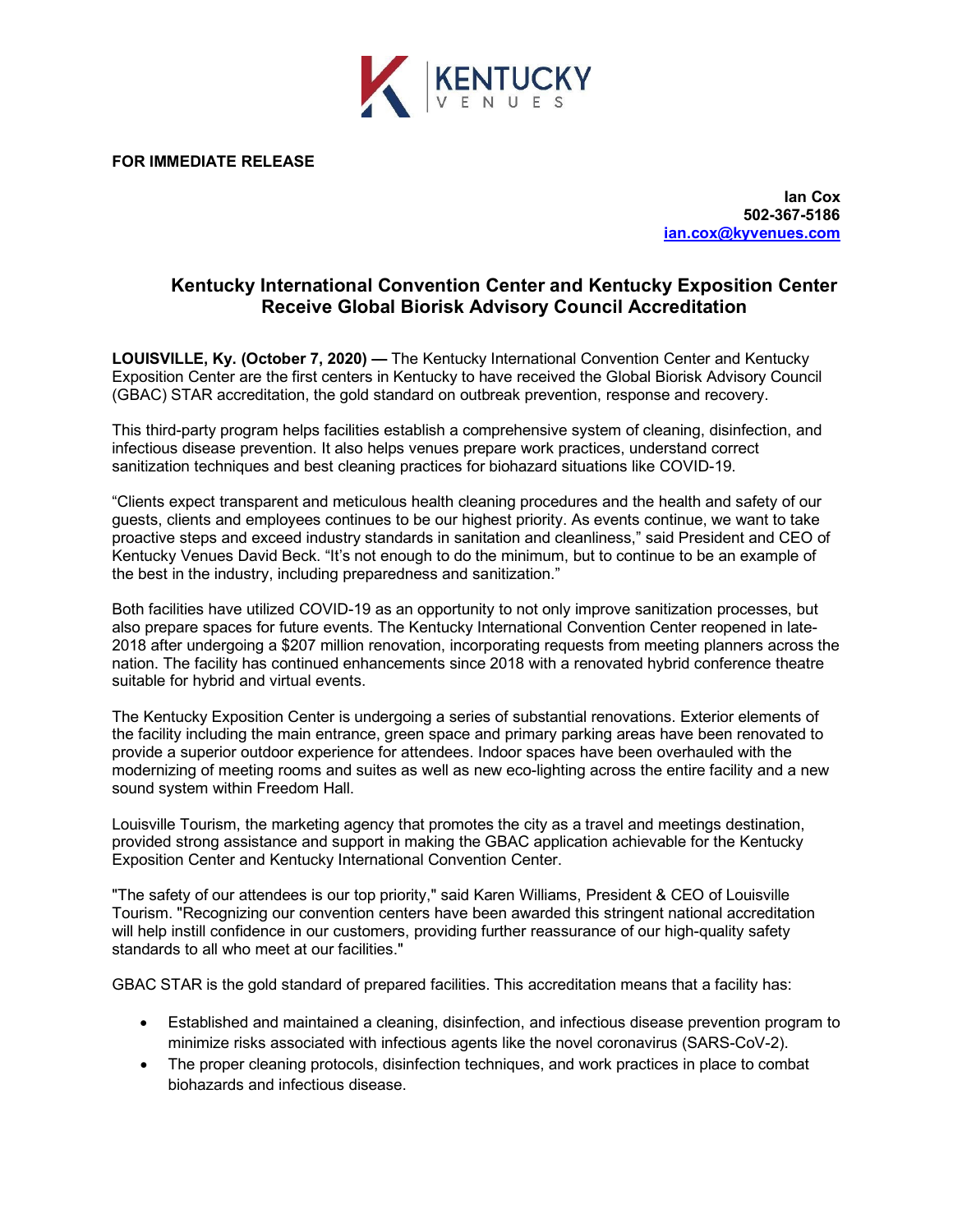**FOR IMMEDIATE RELEASE**

**Ian Cox**
**502-367-5186**
**ian.cox@kyvenues.com**

## Kentucky International Convention Center and Kentucky Exposition Center Receive Global Biorisk Advisory Council Accreditation

**LOUISVILLE, Ky. (October 7, 2020) —** The Kentucky International Convention Center and Kentucky Exposition Center are the first centers in Kentucky to have received the Global Biorisk Advisory Council (GBAC) STAR accreditation, the gold standard on outbreak prevention, response and recovery.

This third-party program helps facilities establish a comprehensive system of cleaning, disinfection, and infectious disease prevention. It also helps venues prepare work practices, understand correct sanitization techniques and best cleaning practices for biohazard situations like COVID-19.

"Clients expect transparent and meticulous health cleaning procedures and the health and safety of our guests, clients and employees continues to be our highest priority. As events continue, we want to take proactive steps and exceed industry standards in sanitation and cleanliness," said President and CEO of Kentucky Venues David Beck. "It's not enough to do the minimum, but to continue to be an example of the best in the industry, including preparedness and sanitization."

Both facilities have utilized COVID-19 as an opportunity to not only improve sanitization processes, but also prepare spaces for future events. The Kentucky International Convention Center reopened in late-2018 after undergoing a $207 million renovation, incorporating requests from meeting planners across the nation. The facility has continued enhancements since 2018 with a renovated hybrid conference theatre suitable for hybrid and virtual events.

The Kentucky Exposition Center is undergoing a series of substantial renovations. Exterior elements of the facility including the main entrance, green space and primary parking areas have been renovated to provide a superior outdoor experience for attendees. Indoor spaces have been overhauled with the modernizing of meeting rooms and suites as well as new eco-lighting across the entire facility and a new sound system within Freedom Hall.

Louisville Tourism, the marketing agency that promotes the city as a travel and meetings destination, provided strong assistance and support in making the GBAC application achievable for the Kentucky Exposition Center and Kentucky International Convention Center.

"The safety of our attendees is our top priority," said Karen Williams, President & CEO of Louisville Tourism. "Recognizing our convention centers have been awarded this stringent national accreditation will help instill confidence in our customers, providing further reassurance of our high-quality safety standards to all who meet at our facilities."

GBAC STAR is the gold standard of prepared facilities. This accreditation means that a facility has:

- Established and maintained a cleaning, disinfection, and infectious disease prevention program to minimize risks associated with infectious agents like the novel coronavirus (SARS-CoV-2).
- The proper cleaning protocols, disinfection techniques, and work practices in place to combat biohazards and infectious disease.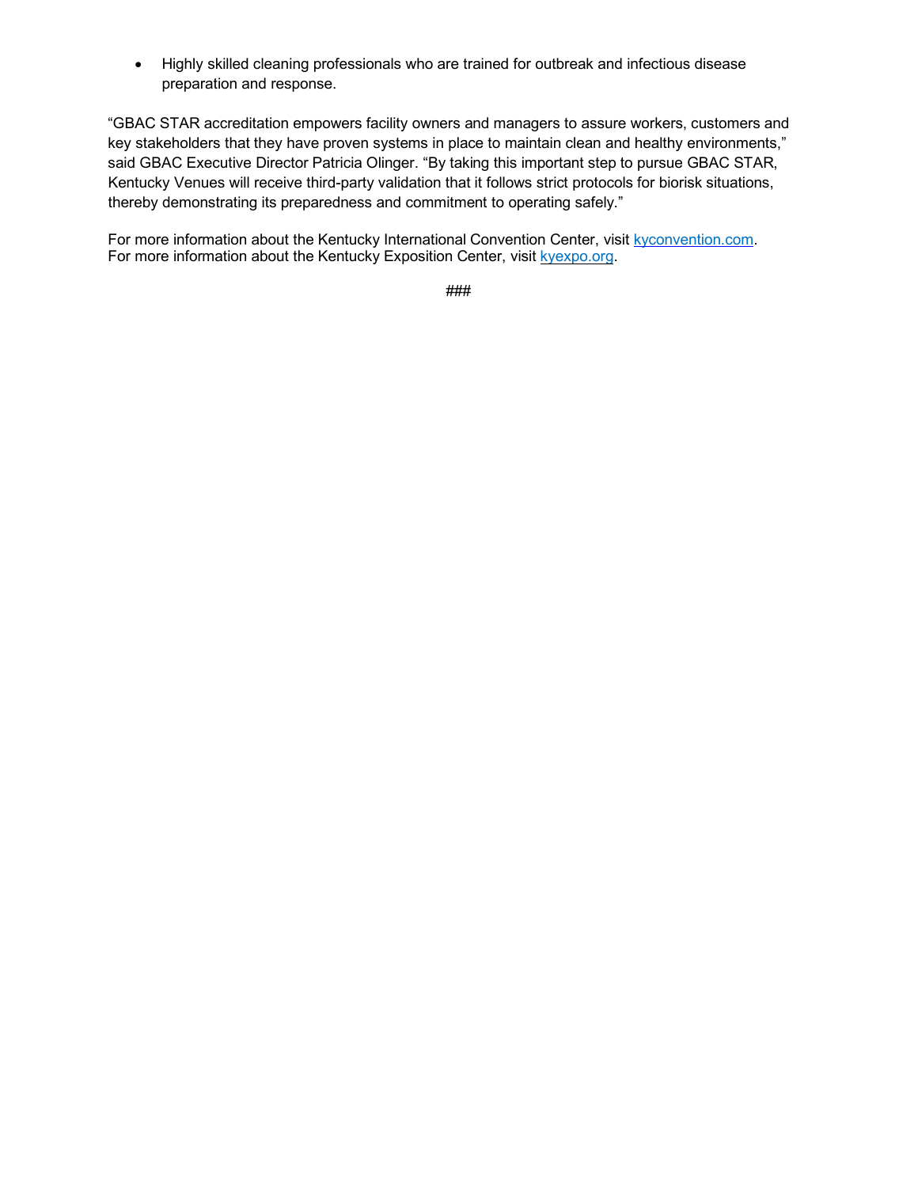- Highly skilled cleaning professionals who are trained for outbreak and infectious disease preparation and response.

"GBAC STAR accreditation empowers facility owners and managers to assure workers, customers and key stakeholders that they have proven systems in place to maintain clean and healthy environments," said GBAC Executive Director Patricia Olinger. "By taking this important step to pursue GBAC STAR, Kentucky Venues will receive third-party validation that it follows strict protocols for biorisk situations, thereby demonstrating its preparedness and commitment to operating safely."

For more information about the Kentucky International Convention Center, visit kyconvention.com.
For more information about the Kentucky Exposition Center, visit kyexpo.org.

###